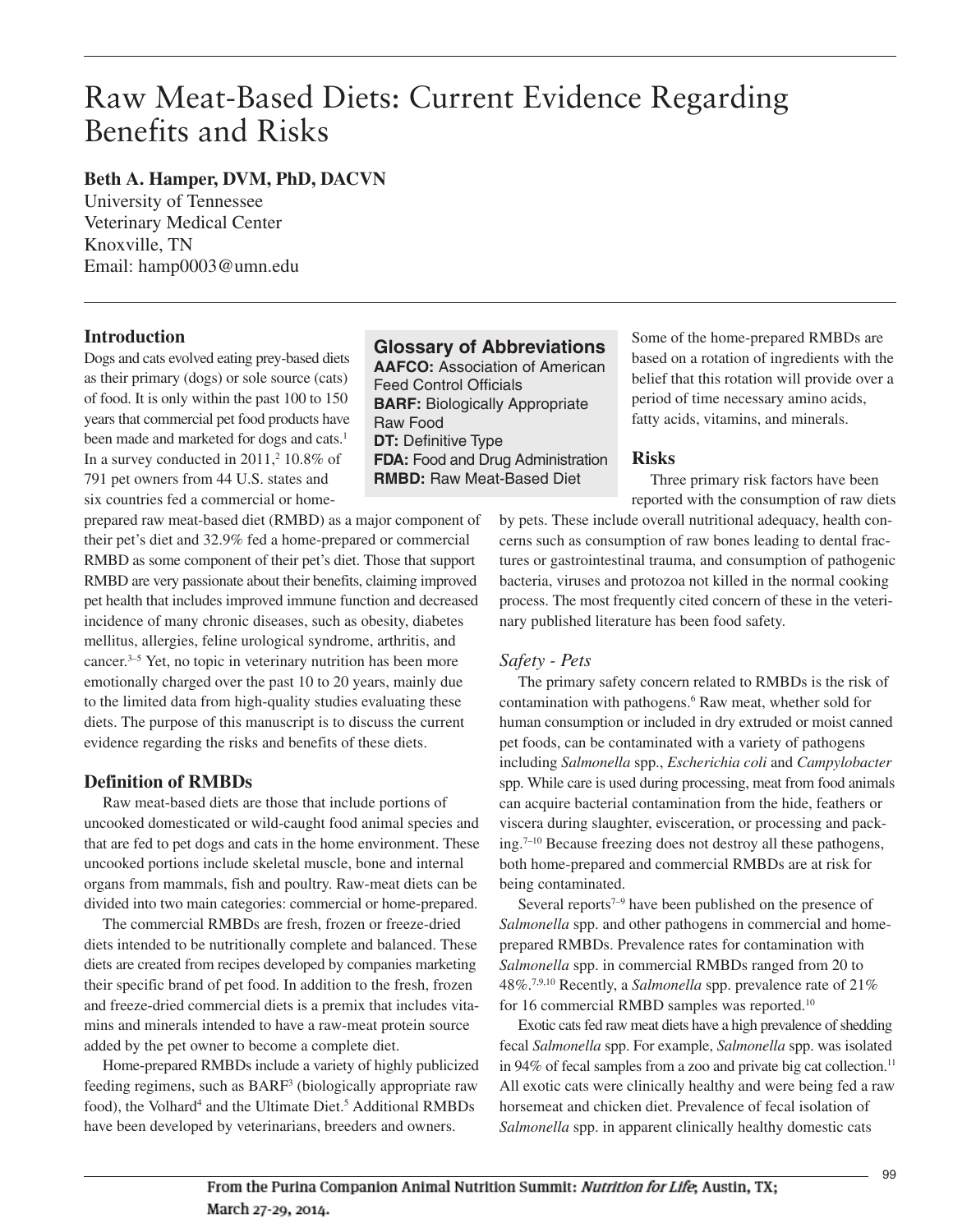# Raw Meat-Based Diets: Current Evidence Regarding Benefits and Risks

**Beth A. Hamper, DVM, PhD, DACVN**
University of Tennessee
Veterinary Medical Center
Knoxville, TN
Email: hamp0003@umn.edu

## Introduction

Dogs and cats evolved eating prey-based diets as their primary (dogs) or sole source (cats) of food. It is only within the past 100 to 150 years that commercial pet food products have been made and marketed for dogs and cats.[1] In a survey conducted in 2011,[2] 10.8% of 791 pet owners from 44 U.S. states and six countries fed a commercial or home-prepared raw meat-based diet (RMBD) as a major component of their pet's diet and 32.9% fed a home-prepared or commercial RMBD as some component of their pet's diet. Those that support RMBD are very passionate about their benefits, claiming improved pet health that includes improved immune function and decreased incidence of many chronic diseases, such as obesity, diabetes mellitus, allergies, feline urological syndrome, arthritis, and cancer.[3–5] Yet, no topic in veterinary nutrition has been more emotionally charged over the past 10 to 20 years, mainly due to the limited data from high-quality studies evaluating these diets. The purpose of this manuscript is to discuss the current evidence regarding the risks and benefits of these diets.

**Glossary of Abbreviations**

**AAFCO:** Association of American Feed Control Officials
**BARF:** Biologically Appropriate Raw Food
**DT:** Definitive Type
**FDA:** Food and Drug Administration
**RMBD:** Raw Meat-Based Diet

## Definition of RMBDs

Raw meat-based diets are those that include portions of uncooked domesticated or wild-caught food animal species and that are fed to pet dogs and cats in the home environment. These uncooked portions include skeletal muscle, bone and internal organs from mammals, fish and poultry. Raw-meat diets can be divided into two main categories: commercial or home-prepared.

The commercial RMBDs are fresh, frozen or freeze-dried diets intended to be nutritionally complete and balanced. These diets are created from recipes developed by companies marketing their specific brand of pet food. In addition to the fresh, frozen and freeze-dried commercial diets is a premix that includes vitamins and minerals intended to have a raw-meat protein source added by the pet owner to become a complete diet.

Home-prepared RMBDs include a variety of highly publicized feeding regimens, such as BARF[3] (biologically appropriate raw food), the Volhard[4] and the Ultimate Diet.[5] Additional RMBDs have been developed by veterinarians, breeders and owners. Some of the home-prepared RMBDs are based on a rotation of ingredients with the belief that this rotation will provide over a period of time necessary amino acids, fatty acids, vitamins, and minerals.

## Risks

Three primary risk factors have been reported with the consumption of raw diets by pets. These include overall nutritional adequacy, health concerns such as consumption of raw bones leading to dental fractures or gastrointestinal trauma, and consumption of pathogenic bacteria, viruses and protozoa not killed in the normal cooking process. The most frequently cited concern of these in the veterinary published literature has been food safety.

### *Safety - Pets*

The primary safety concern related to RMBDs is the risk of contamination with pathogens.[6] Raw meat, whether sold for human consumption or included in dry extruded or moist canned pet foods, can be contaminated with a variety of pathogens including *Salmonella* spp., *Escherichia coli* and *Campylobacter* spp. While care is used during processing, meat from food animals can acquire bacterial contamination from the hide, feathers or viscera during slaughter, evisceration, or processing and packing.[7–10] Because freezing does not destroy all these pathogens, both home-prepared and commercial RMBDs are at risk for being contaminated.

Several reports[7–9] have been published on the presence of *Salmonella* spp. and other pathogens in commercial and home-prepared RMBDs. Prevalence rates for contamination with *Salmonella* spp. in commercial RMBDs ranged from 20 to 48%.[7,9,10] Recently, a *Salmonella* spp. prevalence rate of 21% for 16 commercial RMBD samples was reported.[10]

Exotic cats fed raw meat diets have a high prevalence of shedding fecal *Salmonella* spp. For example, *Salmonella* spp. was isolated in 94% of fecal samples from a zoo and private big cat collection.[11] All exotic cats were clinically healthy and were being fed a raw horsemeat and chicken diet. Prevalence of fecal isolation of *Salmonella* spp. in apparent clinically healthy domestic cats

From the Purina Companion Animal Nutrition Summit: *Nutrition for Life*; Austin, TX; March 27-29, 2014.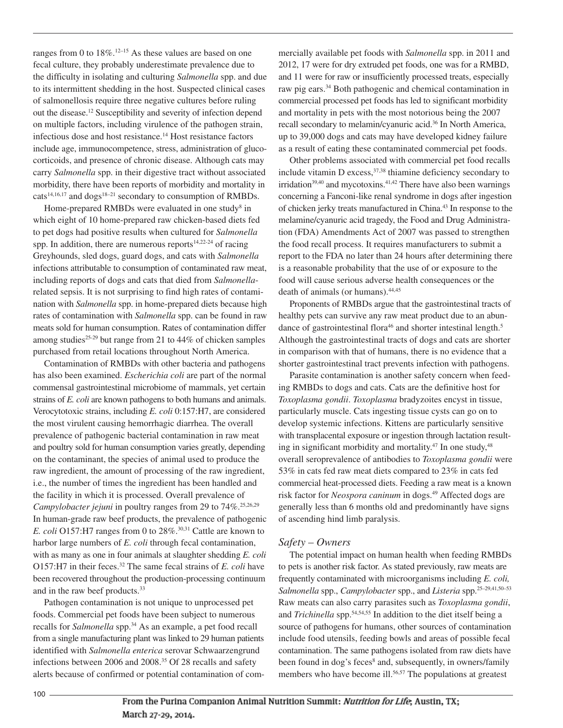ranges from 0 to 18%.[12–15] As these values are based on one fecal culture, they probably underestimate prevalence due to the difficulty in isolating and culturing *Salmonella* spp. and due to its intermittent shedding in the host. Suspected clinical cases of salmonellosis require three negative cultures before ruling out the disease.[12] Susceptibility and severity of infection depend on multiple factors, including virulence of the pathogen strain, infectious dose and host resistance.[14] Host resistance factors include age, immunocompetence, stress, administration of glucocorticoids, and presence of chronic disease. Although cats may carry *Salmonella* spp. in their digestive tract without associated morbidity, there have been reports of morbidity and mortality in cats[14,16,17] and dogs[18–21] secondary to consumption of RMBDs.

Home-prepared RMBDs were evaluated in one study[8] in which eight of 10 home-prepared raw chicken-based diets fed to pet dogs had positive results when cultured for *Salmonella* spp. In addition, there are numerous reports[14,22-24] of racing Greyhounds, sled dogs, guard dogs, and cats with *Salmonella* infections attributable to consumption of contaminated raw meat, including reports of dogs and cats that died from *Salmonella*-related sepsis. It is not surprising to find high rates of contamination with *Salmonella* spp. in home-prepared diets because high rates of contamination with *Salmonella* spp. can be found in raw meats sold for human consumption. Rates of contamination differ among studies[25-29] but range from 21 to 44% of chicken samples purchased from retail locations throughout North America.

Contamination of RMBDs with other bacteria and pathogens has also been examined. *Escherichia coli* are part of the normal commensal gastrointestinal microbiome of mammals, yet certain strains of *E. coli* are known pathogens to both humans and animals. Verocytotoxic strains, including *E. coli* 0:157:H7, are considered the most virulent causing hemorrhagic diarrhea. The overall prevalence of pathogenic bacterial contamination in raw meat and poultry sold for human consumption varies greatly, depending on the contaminant, the species of animal used to produce the raw ingredient, the amount of processing of the raw ingredient, i.e., the number of times the ingredient has been handled and the facility in which it is processed. Overall prevalence of *Campylobacter jejuni* in poultry ranges from 29 to 74%.[25,26,29] In human-grade raw beef products, the prevalence of pathogenic *E. coli* O157:H7 ranges from 0 to 28%.[30,31] Cattle are known to harbor large numbers of *E. coli* through fecal contamination, with as many as one in four animals at slaughter shedding *E. coli* O157:H7 in their feces.[32] The same fecal strains of *E. coli* have been recovered throughout the production-processing continuum and in the raw beef products.[33]

Pathogen contamination is not unique to unprocessed pet foods. Commercial pet foods have been subject to numerous recalls for *Salmonella* spp.[34] As an example, a pet food recall from a single manufacturing plant was linked to 29 human patients identified with *Salmonella enterica* serovar Schwaarzengrund infections between 2006 and 2008.[35] Of 28 recalls and safety alerts because of confirmed or potential contamination of commercially available pet foods with *Salmonella* spp. in 2011 and 2012, 17 were for dry extruded pet foods, one was for a RMBD, and 11 were for raw or insufficiently processed treats, especially raw pig ears.[34] Both pathogenic and chemical contamination in commercial processed pet foods has led to significant morbidity and mortality in pets with the most notorious being the 2007 recall secondary to melamin/cyanuric acid.[36] In North America, up to 39,000 dogs and cats may have developed kidney failure as a result of eating these contaminated commercial pet foods.

Other problems associated with commercial pet food recalls include vitamin D excess,[37,38] thiamine deficiency secondary to irridation[39,40] and mycotoxins.[41,42] There have also been warnings concerning a Fanconi-like renal syndrome in dogs after ingestion of chicken jerky treats manufactured in China.[43] In response to the melamine/cyanuric acid tragedy, the Food and Drug Administration (FDA) Amendments Act of 2007 was passed to strengthen the food recall process. It requires manufacturers to submit a report to the FDA no later than 24 hours after determining there is a reasonable probability that the use of or exposure to the food will cause serious adverse health consequences or the death of animals (or humans).[44,45]

Proponents of RMBDs argue that the gastrointestinal tracts of healthy pets can survive any raw meat product due to an abundance of gastrointestinal flora[46] and shorter intestinal length.[5] Although the gastrointestinal tracts of dogs and cats are shorter in comparison with that of humans, there is no evidence that a shorter gastrointestinal tract prevents infection with pathogens.

Parasite contamination is another safety concern when feeding RMBDs to dogs and cats. Cats are the definitive host for *Toxoplasma gondii*. *Toxoplasma* bradyzoites encyst in tissue, particularly muscle. Cats ingesting tissue cysts can go on to develop systemic infections. Kittens are particularly sensitive with transplacental exposure or ingestion through lactation resulting in significant morbidity and mortality.[47] In one study,[48] overall seroprevalence of antibodies to *Toxoplasma gondii* were 53% in cats fed raw meat diets compared to 23% in cats fed commercial heat-processed diets. Feeding a raw meat is a known risk factor for *Neospora caninum* in dogs.[49] Affected dogs are generally less than 6 months old and predominantly have signs of ascending hind limb paralysis.

## *Safety – Owners*

The potential impact on human health when feeding RMBDs to pets is another risk factor. As stated previously, raw meats are frequently contaminated with microorganisms including *E. coli, Salmonella* spp., *Campylobacter* spp., and *Listeria* spp.[25–29,41,50–53] Raw meats can also carry parasites such as *Toxoplasma gondii*, and *Trichinella* spp.[54,54,55] In addition to the diet itself being a source of pathogens for humans, other sources of contamination include food utensils, feeding bowls and areas of possible fecal contamination. The same pathogens isolated from raw diets have been found in dog's feces[8] and, subsequently, in owners/family members who have become ill.[56,57] The populations at greatest

From the Purina Companion Animal Nutrition Summit: *Nutrition for Life*; Austin, TX; March 27-29, 2014.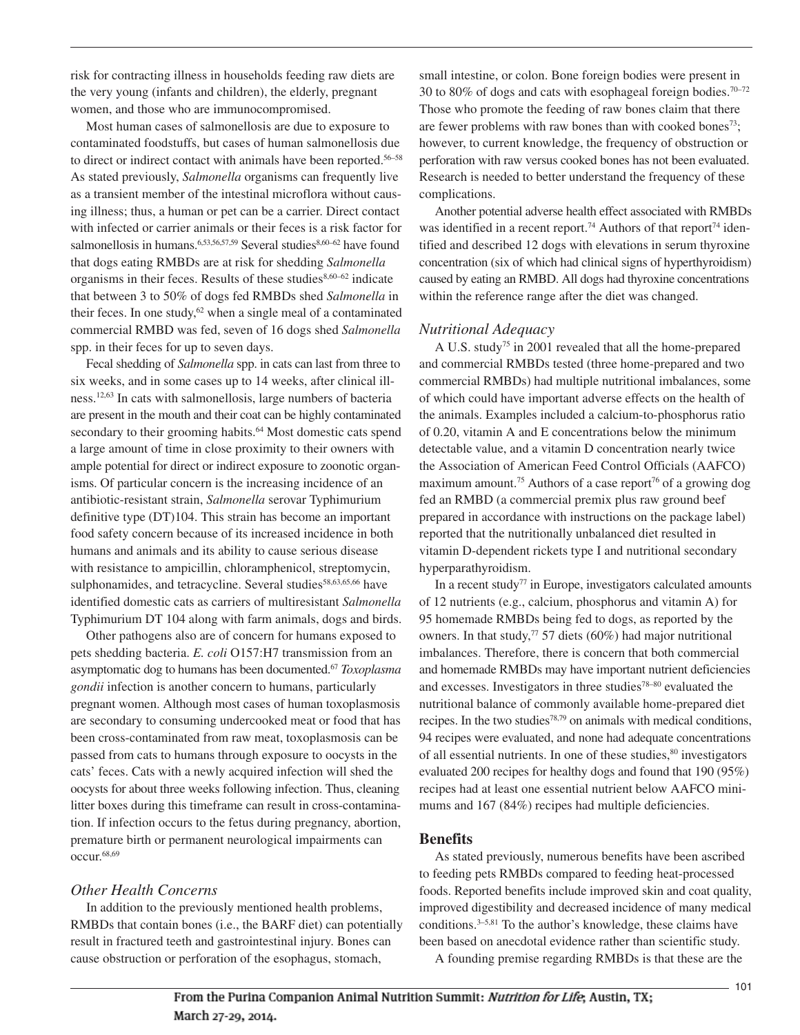risk for contracting illness in households feeding raw diets are the very young (infants and children), the elderly, pregnant women, and those who are immunocompromised.

Most human cases of salmonellosis are due to exposure to contaminated foodstuffs, but cases of human salmonellosis due to direct or indirect contact with animals have been reported.[56–58] As stated previously, *Salmonella* organisms can frequently live as a transient member of the intestinal microflora without causing illness; thus, a human or pet can be a carrier. Direct contact with infected or carrier animals or their feces is a risk factor for salmonellosis in humans.[6,53,56,57,59] Several studies[8,60–62] have found that dogs eating RMBDs are at risk for shedding *Salmonella* organisms in their feces. Results of these studies[8,60–62] indicate that between 3 to 50% of dogs fed RMBDs shed *Salmonella* in their feces. In one study,[62] when a single meal of a contaminated commercial RMBD was fed, seven of 16 dogs shed *Salmonella* spp. in their feces for up to seven days.

Fecal shedding of *Salmonella* spp. in cats can last from three to six weeks, and in some cases up to 14 weeks, after clinical illness.[12,63] In cats with salmonellosis, large numbers of bacteria are present in the mouth and their coat can be highly contaminated secondary to their grooming habits.[64] Most domestic cats spend a large amount of time in close proximity to their owners with ample potential for direct or indirect exposure to zoonotic organisms. Of particular concern is the increasing incidence of an antibiotic-resistant strain, *Salmonella* serovar Typhimurium definitive type (DT)104. This strain has become an important food safety concern because of its increased incidence in both humans and animals and its ability to cause serious disease with resistance to ampicillin, chloramphenicol, streptomycin, sulphonamides, and tetracycline. Several studies[58,63,65,66] have identified domestic cats as carriers of multiresistant *Salmonella* Typhimurium DT 104 along with farm animals, dogs and birds.

Other pathogens also are of concern for humans exposed to pets shedding bacteria. *E. coli* O157:H7 transmission from an asymptomatic dog to humans has been documented.[67] *Toxoplasma gondii* infection is another concern to humans, particularly pregnant women. Although most cases of human toxoplasmosis are secondary to consuming undercooked meat or food that has been cross-contaminated from raw meat, toxoplasmosis can be passed from cats to humans through exposure to oocysts in the cats' feces. Cats with a newly acquired infection will shed the oocysts for about three weeks following infection. Thus, cleaning litter boxes during this timeframe can result in cross-contamination. If infection occurs to the fetus during pregnancy, abortion, premature birth or permanent neurological impairments can occur.[68,69]

### *Other Health Concerns*

In addition to the previously mentioned health problems, RMBDs that contain bones (i.e., the BARF diet) can potentially result in fractured teeth and gastrointestinal injury. Bones can cause obstruction or perforation of the esophagus, stomach, small intestine, or colon. Bone foreign bodies were present in 30 to 80% of dogs and cats with esophageal foreign bodies.[70–72] Those who promote the feeding of raw bones claim that there are fewer problems with raw bones than with cooked bones[73]; however, to current knowledge, the frequency of obstruction or perforation with raw versus cooked bones has not been evaluated. Research is needed to better understand the frequency of these complications.

Another potential adverse health effect associated with RMBDs was identified in a recent report.[74] Authors of that report[74] identified and described 12 dogs with elevations in serum thyroxine concentration (six of which had clinical signs of hyperthyroidism) caused by eating an RMBD. All dogs had thyroxine concentrations within the reference range after the diet was changed.

### *Nutritional Adequacy*

A U.S. study[75] in 2001 revealed that all the home-prepared and commercial RMBDs tested (three home-prepared and two commercial RMBDs) had multiple nutritional imbalances, some of which could have important adverse effects on the health of the animals. Examples included a calcium-to-phosphorus ratio of 0.20, vitamin A and E concentrations below the minimum detectable value, and a vitamin D concentration nearly twice the Association of American Feed Control Officials (AAFCO) maximum amount.[75] Authors of a case report[76] of a growing dog fed an RMBD (a commercial premix plus raw ground beef prepared in accordance with instructions on the package label) reported that the nutritionally unbalanced diet resulted in vitamin D-dependent rickets type I and nutritional secondary hyperparathyroidism.

In a recent study[77] in Europe, investigators calculated amounts of 12 nutrients (e.g., calcium, phosphorus and vitamin A) for 95 homemade RMBDs being fed to dogs, as reported by the owners. In that study,[77] 57 diets (60%) had major nutritional imbalances. Therefore, there is concern that both commercial and homemade RMBDs may have important nutrient deficiencies and excesses. Investigators in three studies[78–80] evaluated the nutritional balance of commonly available home-prepared diet recipes. In the two studies[78,79] on animals with medical conditions, 94 recipes were evaluated, and none had adequate concentrations of all essential nutrients. In one of these studies,[80] investigators evaluated 200 recipes for healthy dogs and found that 190 (95%) recipes had at least one essential nutrient below AAFCO minimums and 167 (84%) recipes had multiple deficiencies.

## Benefits

As stated previously, numerous benefits have been ascribed to feeding pets RMBDs compared to feeding heat-processed foods. Reported benefits include improved skin and coat quality, improved digestibility and decreased incidence of many medical conditions.[3–5,81] To the author's knowledge, these claims have been based on anecdotal evidence rather than scientific study.

A founding premise regarding RMBDs is that these are the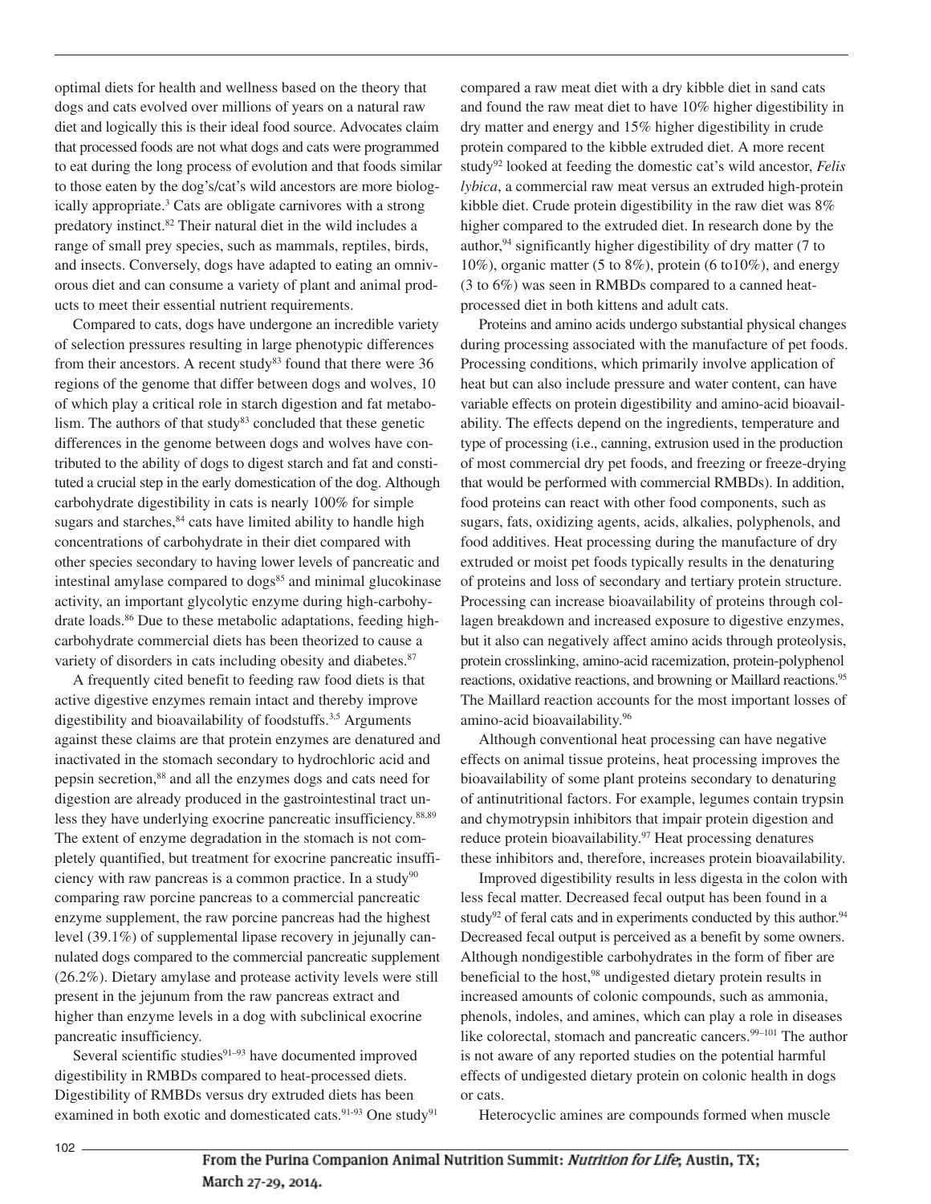optimal diets for health and wellness based on the theory that dogs and cats evolved over millions of years on a natural raw diet and logically this is their ideal food source. Advocates claim that processed foods are not what dogs and cats were programmed to eat during the long process of evolution and that foods similar to those eaten by the dog's/cat's wild ancestors are more biologically appropriate.[3] Cats are obligate carnivores with a strong predatory instinct.[82] Their natural diet in the wild includes a range of small prey species, such as mammals, reptiles, birds, and insects. Conversely, dogs have adapted to eating an omnivorous diet and can consume a variety of plant and animal products to meet their essential nutrient requirements.

Compared to cats, dogs have undergone an incredible variety of selection pressures resulting in large phenotypic differences from their ancestors. A recent study[83] found that there were 36 regions of the genome that differ between dogs and wolves, 10 of which play a critical role in starch digestion and fat metabolism. The authors of that study[83] concluded that these genetic differences in the genome between dogs and wolves have contributed to the ability of dogs to digest starch and fat and constituted a crucial step in the early domestication of the dog. Although carbohydrate digestibility in cats is nearly 100% for simple sugars and starches,[84] cats have limited ability to handle high concentrations of carbohydrate in their diet compared with other species secondary to having lower levels of pancreatic and intestinal amylase compared to dogs[85] and minimal glucokinase activity, an important glycolytic enzyme during high-carbohydrate loads.[86] Due to these metabolic adaptations, feeding high-carbohydrate commercial diets has been theorized to cause a variety of disorders in cats including obesity and diabetes.[87]

A frequently cited benefit to feeding raw food diets is that active digestive enzymes remain intact and thereby improve digestibility and bioavailability of foodstuffs.[3,5] Arguments against these claims are that protein enzymes are denatured and inactivated in the stomach secondary to hydrochloric acid and pepsin secretion,[88] and all the enzymes dogs and cats need for digestion are already produced in the gastrointestinal tract unless they have underlying exocrine pancreatic insufficiency.[88,89] The extent of enzyme degradation in the stomach is not completely quantified, but treatment for exocrine pancreatic insufficiency with raw pancreas is a common practice. In a study[90] comparing raw porcine pancreas to a commercial pancreatic enzyme supplement, the raw porcine pancreas had the highest level (39.1%) of supplemental lipase recovery in jejunally cannulated dogs compared to the commercial pancreatic supplement (26.2%). Dietary amylase and protease activity levels were still present in the jejunum from the raw pancreas extract and higher than enzyme levels in a dog with subclinical exocrine pancreatic insufficiency.

Several scientific studies[91–93] have documented improved digestibility in RMBDs compared to heat-processed diets. Digestibility of RMBDs versus dry extruded diets has been examined in both exotic and domesticated cats.[91-93] One study[91] compared a raw meat diet with a dry kibble diet in sand cats and found the raw meat diet to have 10% higher digestibility in dry matter and energy and 15% higher digestibility in crude protein compared to the kibble extruded diet. A more recent study[92] looked at feeding the domestic cat's wild ancestor, *Felis lybica*, a commercial raw meat versus an extruded high-protein kibble diet. Crude protein digestibility in the raw diet was 8% higher compared to the extruded diet. In research done by the author,[94] significantly higher digestibility of dry matter (7 to 10%), organic matter (5 to 8%), protein (6 to10%), and energy (3 to 6%) was seen in RMBDs compared to a canned heat-processed diet in both kittens and adult cats.

Proteins and amino acids undergo substantial physical changes during processing associated with the manufacture of pet foods. Processing conditions, which primarily involve application of heat but can also include pressure and water content, can have variable effects on protein digestibility and amino-acid bioavailability. The effects depend on the ingredients, temperature and type of processing (i.e., canning, extrusion used in the production of most commercial dry pet foods, and freezing or freeze-drying that would be performed with commercial RMBDs). In addition, food proteins can react with other food components, such as sugars, fats, oxidizing agents, acids, alkalies, polyphenols, and food additives. Heat processing during the manufacture of dry extruded or moist pet foods typically results in the denaturing of proteins and loss of secondary and tertiary protein structure. Processing can increase bioavailability of proteins through collagen breakdown and increased exposure to digestive enzymes, but it also can negatively affect amino acids through proteolysis, protein crosslinking, amino-acid racemization, protein-polyphenol reactions, oxidative reactions, and browning or Maillard reactions.[95] The Maillard reaction accounts for the most important losses of amino-acid bioavailability.[96]

Although conventional heat processing can have negative effects on animal tissue proteins, heat processing improves the bioavailability of some plant proteins secondary to denaturing of antinutritional factors. For example, legumes contain trypsin and chymotrypsin inhibitors that impair protein digestion and reduce protein bioavailability.[97] Heat processing denatures these inhibitors and, therefore, increases protein bioavailability.

Improved digestibility results in less digesta in the colon with less fecal matter. Decreased fecal output has been found in a study[92] of feral cats and in experiments conducted by this author.[94] Decreased fecal output is perceived as a benefit by some owners. Although nondigestible carbohydrates in the form of fiber are beneficial to the host,[98] undigested dietary protein results in increased amounts of colonic compounds, such as ammonia, phenols, indoles, and amines, which can play a role in diseases like colorectal, stomach and pancreatic cancers.[99–101] The author is not aware of any reported studies on the potential harmful effects of undigested dietary protein on colonic health in dogs or cats.

Heterocyclic amines are compounds formed when muscle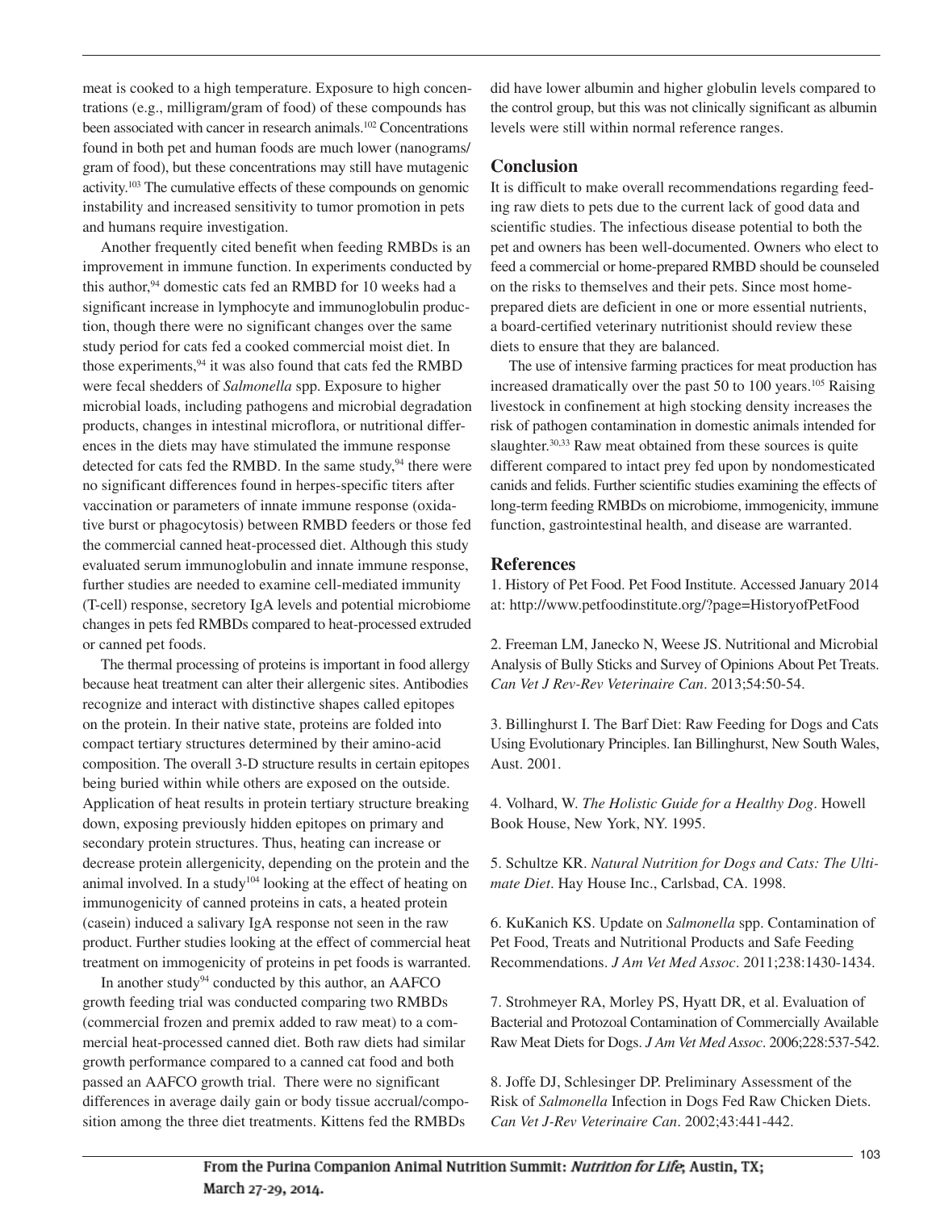meat is cooked to a high temperature. Exposure to high concentrations (e.g., milligram/gram of food) of these compounds has been associated with cancer in research animals.[102] Concentrations found in both pet and human foods are much lower (nanograms/gram of food), but these concentrations may still have mutagenic activity.[103] The cumulative effects of these compounds on genomic instability and increased sensitivity to tumor promotion in pets and humans require investigation.

Another frequently cited benefit when feeding RMBDs is an improvement in immune function. In experiments conducted by this author,[94] domestic cats fed an RMBD for 10 weeks had a significant increase in lymphocyte and immunoglobulin production, though there were no significant changes over the same study period for cats fed a cooked commercial moist diet. In those experiments,[94] it was also found that cats fed the RMBD were fecal shedders of *Salmonella* spp. Exposure to higher microbial loads, including pathogens and microbial degradation products, changes in intestinal microflora, or nutritional differences in the diets may have stimulated the immune response detected for cats fed the RMBD. In the same study,[94] there were no significant differences found in herpes-specific titers after vaccination or parameters of innate immune response (oxidative burst or phagocytosis) between RMBD feeders or those fed the commercial canned heat-processed diet. Although this study evaluated serum immunoglobulin and innate immune response, further studies are needed to examine cell-mediated immunity (T-cell) response, secretory IgA levels and potential microbiome changes in pets fed RMBDs compared to heat-processed extruded or canned pet foods.

The thermal processing of proteins is important in food allergy because heat treatment can alter their allergenic sites. Antibodies recognize and interact with distinctive shapes called epitopes on the protein. In their native state, proteins are folded into compact tertiary structures determined by their amino-acid composition. The overall 3-D structure results in certain epitopes being buried within while others are exposed on the outside. Application of heat results in protein tertiary structure breaking down, exposing previously hidden epitopes on primary and secondary protein structures. Thus, heating can increase or decrease protein allergenicity, depending on the protein and the animal involved. In a study[104] looking at the effect of heating on immunogenicity of canned proteins in cats, a heated protein (casein) induced a salivary IgA response not seen in the raw product. Further studies looking at the effect of commercial heat treatment on immogenicity of proteins in pet foods is warranted.

In another study[94] conducted by this author, an AAFCO growth feeding trial was conducted comparing two RMBDs (commercial frozen and premix added to raw meat) to a commercial heat-processed canned diet. Both raw diets had similar growth performance compared to a canned cat food and both passed an AAFCO growth trial. There were no significant differences in average daily gain or body tissue accrual/composition among the three diet treatments. Kittens fed the RMBDs did have lower albumin and higher globulin levels compared to the control group, but this was not clinically significant as albumin levels were still within normal reference ranges.

## Conclusion

It is difficult to make overall recommendations regarding feeding raw diets to pets due to the current lack of good data and scientific studies. The infectious disease potential to both the pet and owners has been well-documented. Owners who elect to feed a commercial or home-prepared RMBD should be counseled on the risks to themselves and their pets. Since most home-prepared diets are deficient in one or more essential nutrients, a board-certified veterinary nutritionist should review these diets to ensure that they are balanced.

The use of intensive farming practices for meat production has increased dramatically over the past 50 to 100 years.[105] Raising livestock in confinement at high stocking density increases the risk of pathogen contamination in domestic animals intended for slaughter.[30,33] Raw meat obtained from these sources is quite different compared to intact prey fed upon by nondomesticated canids and felids. Further scientific studies examining the effects of long-term feeding RMBDs on microbiome, immogenicity, immune function, gastrointestinal health, and disease are warranted.

## References

1. History of Pet Food. Pet Food Institute. Accessed January 2014 at: http://www.petfoodinstitute.org/?page=HistoryofPetFood

2. Freeman LM, Janecko N, Weese JS. Nutritional and Microbial Analysis of Bully Sticks and Survey of Opinions About Pet Treats. *Can Vet J Rev-Rev Veterinaire Can*. 2013;54:50-54.

3. Billinghurst I. The Barf Diet: Raw Feeding for Dogs and Cats Using Evolutionary Principles. Ian Billinghurst, New South Wales, Aust. 2001.

4. Volhard, W. *The Holistic Guide for a Healthy Dog*. Howell Book House, New York, NY. 1995.

5. Schultze KR. *Natural Nutrition for Dogs and Cats: The Ultimate Diet*. Hay House Inc., Carlsbad, CA. 1998.

6. KuKanich KS. Update on *Salmonella* spp. Contamination of Pet Food, Treats and Nutritional Products and Safe Feeding Recommendations. *J Am Vet Med Assoc*. 2011;238:1430-1434.

7. Strohmeyer RA, Morley PS, Hyatt DR, et al. Evaluation of Bacterial and Protozoal Contamination of Commercially Available Raw Meat Diets for Dogs. *J Am Vet Med Assoc*. 2006;228:537-542.

8. Joffe DJ, Schlesinger DP. Preliminary Assessment of the Risk of *Salmonella* Infection in Dogs Fed Raw Chicken Diets. *Can Vet J-Rev Veterinaire Can*. 2002;43:441-442.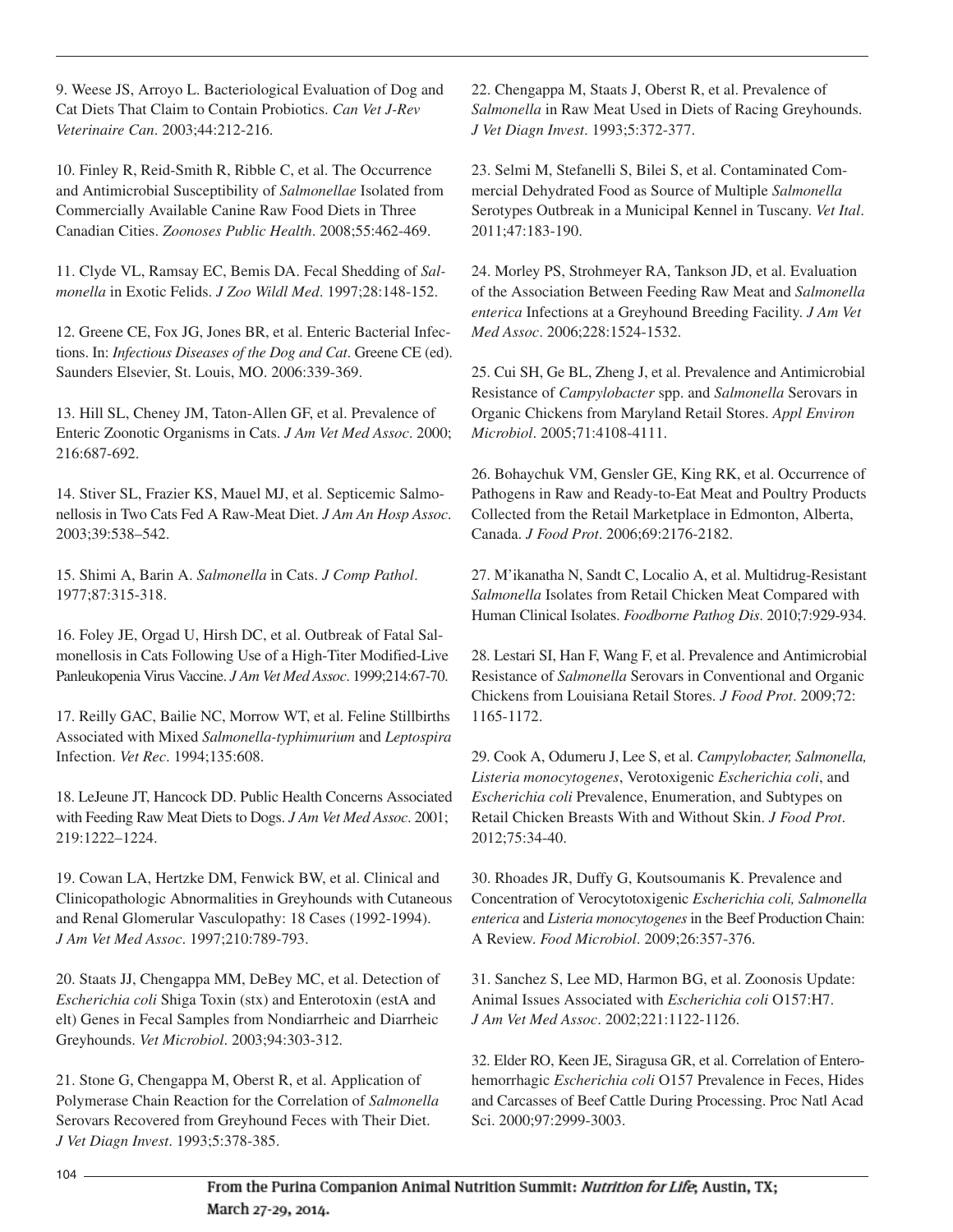9. Weese JS, Arroyo L. Bacteriological Evaluation of Dog and Cat Diets That Claim to Contain Probiotics. *Can Vet J-Rev Veterinaire Can*. 2003;44:212-216.

10. Finley R, Reid-Smith R, Ribble C, et al. The Occurrence and Antimicrobial Susceptibility of *Salmonellae* Isolated from Commercially Available Canine Raw Food Diets in Three Canadian Cities. *Zoonoses Public Health*. 2008;55:462-469.

11. Clyde VL, Ramsay EC, Bemis DA. Fecal Shedding of *Salmonella* in Exotic Felids. *J Zoo Wildl Med*. 1997;28:148-152.

12. Greene CE, Fox JG, Jones BR, et al. Enteric Bacterial Infections. In: *Infectious Diseases of the Dog and Cat*. Greene CE (ed). Saunders Elsevier, St. Louis, MO. 2006:339-369.

13. Hill SL, Cheney JM, Taton-Allen GF, et al. Prevalence of Enteric Zoonotic Organisms in Cats. *J Am Vet Med Assoc*. 2000; 216:687-692.

14. Stiver SL, Frazier KS, Mauel MJ, et al. Septicemic Salmonellosis in Two Cats Fed A Raw-Meat Diet. *J Am An Hosp Assoc*. 2003;39:538–542.

15. Shimi A, Barin A. *Salmonella* in Cats. *J Comp Pathol*. 1977;87:315-318.

16. Foley JE, Orgad U, Hirsh DC, et al. Outbreak of Fatal Salmonellosis in Cats Following Use of a High-Titer Modified-Live Panleukopenia Virus Vaccine. *J Am Vet Med Assoc*. 1999;214:67-70.

17. Reilly GAC, Bailie NC, Morrow WT, et al. Feline Stillbirths Associated with Mixed *Salmonella-typhimurium* and *Leptospira* Infection. *Vet Rec*. 1994;135:608.

18. LeJeune JT, Hancock DD. Public Health Concerns Associated with Feeding Raw Meat Diets to Dogs. *J Am Vet Med Assoc*. 2001; 219:1222–1224.

19. Cowan LA, Hertzke DM, Fenwick BW, et al. Clinical and Clinicopathologic Abnormalities in Greyhounds with Cutaneous and Renal Glomerular Vasculopathy: 18 Cases (1992-1994). *J Am Vet Med Assoc*. 1997;210:789-793.

20. Staats JJ, Chengappa MM, DeBey MC, et al. Detection of *Escherichia coli* Shiga Toxin (stx) and Enterotoxin (estA and elt) Genes in Fecal Samples from Nondiarrheic and Diarrheic Greyhounds. *Vet Microbiol*. 2003;94:303-312.

21. Stone G, Chengappa M, Oberst R, et al. Application of Polymerase Chain Reaction for the Correlation of *Salmonella* Serovars Recovered from Greyhound Feces with Their Diet. *J Vet Diagn Invest*. 1993;5:378-385.

22. Chengappa M, Staats J, Oberst R, et al. Prevalence of *Salmonella* in Raw Meat Used in Diets of Racing Greyhounds. *J Vet Diagn Invest*. 1993;5:372-377.

23. Selmi M, Stefanelli S, Bilei S, et al. Contaminated Commercial Dehydrated Food as Source of Multiple *Salmonella* Serotypes Outbreak in a Municipal Kennel in Tuscany. *Vet Ital*. 2011;47:183-190.

24. Morley PS, Strohmeyer RA, Tankson JD, et al. Evaluation of the Association Between Feeding Raw Meat and *Salmonella enterica* Infections at a Greyhound Breeding Facility. *J Am Vet Med Assoc*. 2006;228:1524-1532.

25. Cui SH, Ge BL, Zheng J, et al. Prevalence and Antimicrobial Resistance of *Campylobacter* spp. and *Salmonella* Serovars in Organic Chickens from Maryland Retail Stores. *Appl Environ Microbiol*. 2005;71:4108-4111.

26. Bohaychuk VM, Gensler GE, King RK, et al. Occurrence of Pathogens in Raw and Ready-to-Eat Meat and Poultry Products Collected from the Retail Marketplace in Edmonton, Alberta, Canada. *J Food Prot*. 2006;69:2176-2182.

27. M'ikanatha N, Sandt C, Localio A, et al. Multidrug-Resistant *Salmonella* Isolates from Retail Chicken Meat Compared with Human Clinical Isolates. *Foodborne Pathog Dis*. 2010;7:929-934.

28. Lestari SI, Han F, Wang F, et al. Prevalence and Antimicrobial Resistance of *Salmonella* Serovars in Conventional and Organic Chickens from Louisiana Retail Stores. *J Food Prot*. 2009;72: 1165-1172.

29. Cook A, Odumeru J, Lee S, et al. *Campylobacter, Salmonella, Listeria monocytogenes*, Verotoxigenic *Escherichia coli*, and *Escherichia coli* Prevalence, Enumeration, and Subtypes on Retail Chicken Breasts With and Without Skin. *J Food Prot*. 2012;75:34-40.

30. Rhoades JR, Duffy G, Koutsoumanis K. Prevalence and Concentration of Verocytotoxigenic *Escherichia coli, Salmonella enterica* and *Listeria monocytogenes* in the Beef Production Chain: A Review. *Food Microbiol*. 2009;26:357-376.

31. Sanchez S, Lee MD, Harmon BG, et al. Zoonosis Update: Animal Issues Associated with *Escherichia coli* O157:H7. *J Am Vet Med Assoc*. 2002;221:1122-1126.

32. Elder RO, Keen JE, Siragusa GR, et al. Correlation of Enterohemorrhagic *Escherichia coli* O157 Prevalence in Feces, Hides and Carcasses of Beef Cattle During Processing. Proc Natl Acad Sci. 2000;97:2999-3003.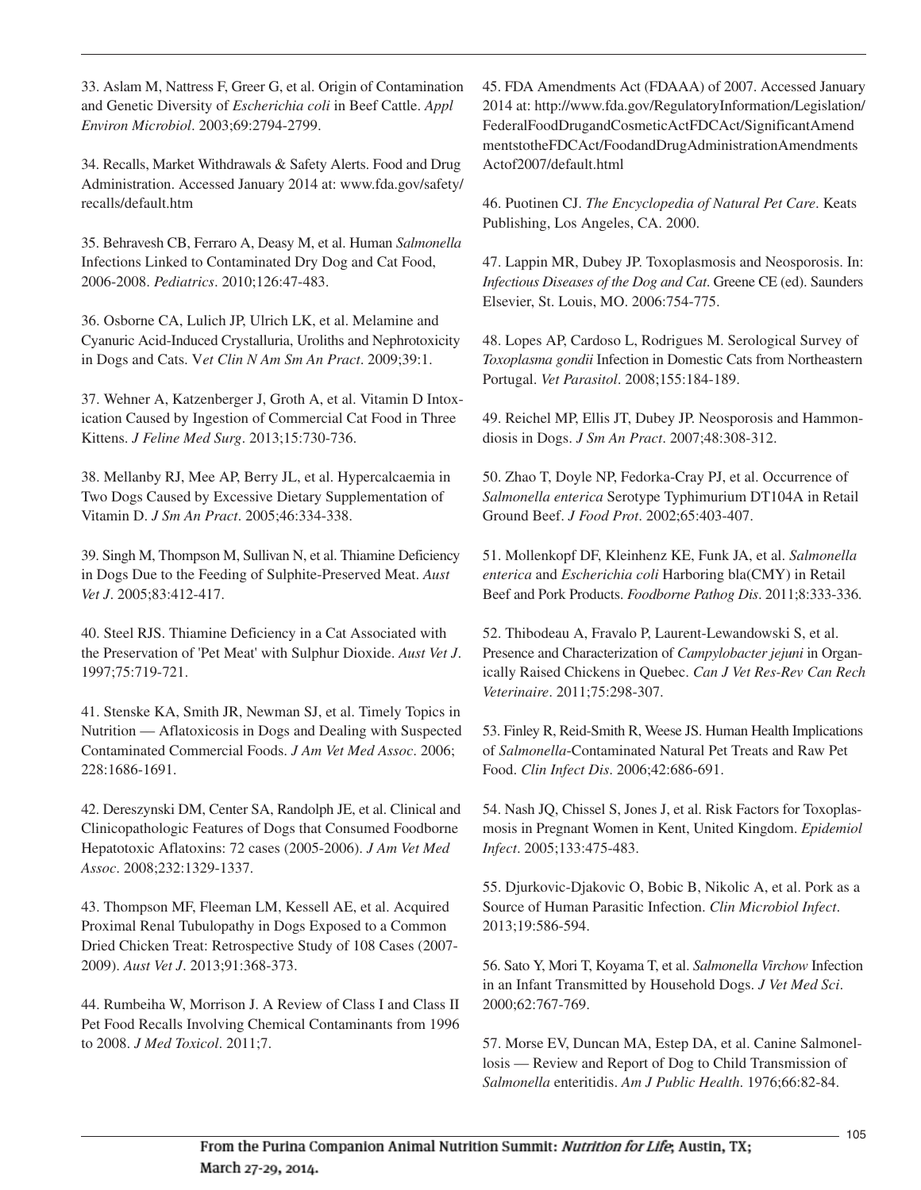33. Aslam M, Nattress F, Greer G, et al. Origin of Contamination and Genetic Diversity of *Escherichia coli* in Beef Cattle. *Appl Environ Microbiol*. 2003;69:2794-2799.

34. Recalls, Market Withdrawals & Safety Alerts. Food and Drug Administration. Accessed January 2014 at: www.fda.gov/safety/recalls/default.htm

35. Behravesh CB, Ferraro A, Deasy M, et al. Human *Salmonella* Infections Linked to Contaminated Dry Dog and Cat Food, 2006-2008. *Pediatrics*. 2010;126:47-483.

36. Osborne CA, Lulich JP, Ulrich LK, et al. Melamine and Cyanuric Acid-Induced Crystalluria, Uroliths and Nephrotoxicity in Dogs and Cats. V*et Clin N Am Sm An Pract*. 2009;39:1.

37. Wehner A, Katzenberger J, Groth A, et al. Vitamin D Intoxication Caused by Ingestion of Commercial Cat Food in Three Kittens. *J Feline Med Surg*. 2013;15:730-736.

38. Mellanby RJ, Mee AP, Berry JL, et al. Hypercalcaemia in Two Dogs Caused by Excessive Dietary Supplementation of Vitamin D. *J Sm An Pract*. 2005;46:334-338.

39. Singh M, Thompson M, Sullivan N, et al. Thiamine Deficiency in Dogs Due to the Feeding of Sulphite-Preserved Meat. *Aust Vet J*. 2005;83:412-417.

40. Steel RJS. Thiamine Deficiency in a Cat Associated with the Preservation of 'Pet Meat' with Sulphur Dioxide. *Aust Vet J*. 1997;75:719-721.

41. Stenske KA, Smith JR, Newman SJ, et al. Timely Topics in Nutrition — Aflatoxicosis in Dogs and Dealing with Suspected Contaminated Commercial Foods. *J Am Vet Med Assoc*. 2006; 228:1686-1691.

42. Dereszynski DM, Center SA, Randolph JE, et al. Clinical and Clinicopathologic Features of Dogs that Consumed Foodborne Hepatotoxic Aflatoxins: 72 cases (2005-2006). *J Am Vet Med Assoc*. 2008;232:1329-1337.

43. Thompson MF, Fleeman LM, Kessell AE, et al. Acquired Proximal Renal Tubulopathy in Dogs Exposed to a Common Dried Chicken Treat: Retrospective Study of 108 Cases (2007-2009). *Aust Vet J*. 2013;91:368-373.

44. Rumbeiha W, Morrison J. A Review of Class I and Class II Pet Food Recalls Involving Chemical Contaminants from 1996 to 2008. *J Med Toxicol*. 2011;7.

45. FDA Amendments Act (FDAAA) of 2007. Accessed January 2014 at: http://www.fda.gov/RegulatoryInformation/Legislation/FederalFoodDrugandCosmeticActFDCAct/SignificantAmendmentstotheFDCAct/FoodandDrugAdministrationAmendmentsActof2007/default.html

46. Puotinen CJ. *The Encyclopedia of Natural Pet Care*. Keats Publishing, Los Angeles, CA. 2000.

47. Lappin MR, Dubey JP. Toxoplasmosis and Neosporosis. In: *Infectious Diseases of the Dog and Cat*. Greene CE (ed). Saunders Elsevier, St. Louis, MO. 2006:754-775.

48. Lopes AP, Cardoso L, Rodrigues M. Serological Survey of *Toxoplasma gondii* Infection in Domestic Cats from Northeastern Portugal. *Vet Parasitol*. 2008;155:184-189.

49. Reichel MP, Ellis JT, Dubey JP. Neosporosis and Hammondiosis in Dogs. *J Sm An Pract*. 2007;48:308-312.

50. Zhao T, Doyle NP, Fedorka-Cray PJ, et al. Occurrence of *Salmonella enterica* Serotype Typhimurium DT104A in Retail Ground Beef. *J Food Prot*. 2002;65:403-407.

51. Mollenkopf DF, Kleinhenz KE, Funk JA, et al. *Salmonella enterica* and *Escherichia coli* Harboring bla(CMY) in Retail Beef and Pork Products. *Foodborne Pathog Dis*. 2011;8:333-336.

52. Thibodeau A, Fravalo P, Laurent-Lewandowski S, et al. Presence and Characterization of *Campylobacter jejuni* in Organically Raised Chickens in Quebec. *Can J Vet Res-Rev Can Rech Veterinaire*. 2011;75:298-307.

53. Finley R, Reid-Smith R, Weese JS. Human Health Implications of *Salmonella*-Contaminated Natural Pet Treats and Raw Pet Food. *Clin Infect Dis*. 2006;42:686-691.

54. Nash JQ, Chissel S, Jones J, et al. Risk Factors for Toxoplasmosis in Pregnant Women in Kent, United Kingdom. *Epidemiol Infect*. 2005;133:475-483.

55. Djurkovic-Djakovic O, Bobic B, Nikolic A, et al. Pork as a Source of Human Parasitic Infection. *Clin Microbiol Infect*. 2013;19:586-594.

56. Sato Y, Mori T, Koyama T, et al. *Salmonella Virchow* Infection in an Infant Transmitted by Household Dogs. *J Vet Med Sci*. 2000;62:767-769.

57. Morse EV, Duncan MA, Estep DA, et al. Canine Salmonellosis — Review and Report of Dog to Child Transmission of *Salmonella* enteritidis. *Am J Public Health*. 1976;66:82-84.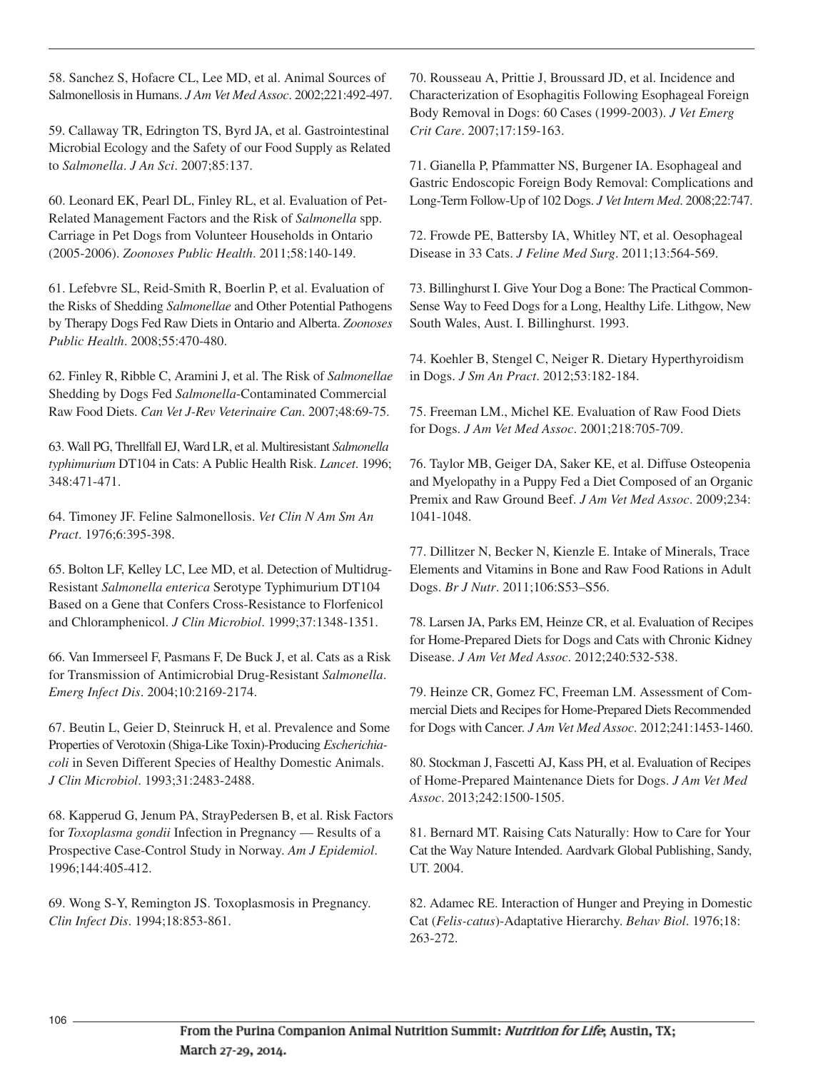58. Sanchez S, Hofacre CL, Lee MD, et al. Animal Sources of Salmonellosis in Humans. *J Am Vet Med Assoc*. 2002;221:492-497.

59. Callaway TR, Edrington TS, Byrd JA, et al. Gastrointestinal Microbial Ecology and the Safety of our Food Supply as Related to *Salmonella*. *J An Sci*. 2007;85:137.

60. Leonard EK, Pearl DL, Finley RL, et al. Evaluation of Pet-Related Management Factors and the Risk of *Salmonella* spp. Carriage in Pet Dogs from Volunteer Households in Ontario (2005-2006). *Zoonoses Public Health*. 2011;58:140-149.

61. Lefebvre SL, Reid-Smith R, Boerlin P, et al. Evaluation of the Risks of Shedding *Salmonellae* and Other Potential Pathogens by Therapy Dogs Fed Raw Diets in Ontario and Alberta. *Zoonoses Public Health*. 2008;55:470-480.

62. Finley R, Ribble C, Aramini J, et al. The Risk of *Salmonellae* Shedding by Dogs Fed *Salmonella*-Contaminated Commercial Raw Food Diets. *Can Vet J-Rev Veterinaire Can*. 2007;48:69-75.

63. Wall PG, Threllfall EJ, Ward LR, et al. Multiresistant *Salmonella typhimurium* DT104 in Cats: A Public Health Risk. *Lancet*. 1996; 348:471-471.

64. Timoney JF. Feline Salmonellosis. *Vet Clin N Am Sm An Pract*. 1976;6:395-398.

65. Bolton LF, Kelley LC, Lee MD, et al. Detection of Multidrug-Resistant *Salmonella enterica* Serotype Typhimurium DT104 Based on a Gene that Confers Cross-Resistance to Florfenicol and Chloramphenicol. *J Clin Microbiol*. 1999;37:1348-1351.

66. Van Immerseel F, Pasmans F, De Buck J, et al. Cats as a Risk for Transmission of Antimicrobial Drug-Resistant *Salmonella*. *Emerg Infect Dis*. 2004;10:2169-2174.

67. Beutin L, Geier D, Steinruck H, et al. Prevalence and Some Properties of Verotoxin (Shiga-Like Toxin)-Producing *Escherichia-coli* in Seven Different Species of Healthy Domestic Animals. *J Clin Microbiol*. 1993;31:2483-2488.

68. Kapperud G, Jenum PA, StrayPedersen B, et al. Risk Factors for *Toxoplasma gondii* Infection in Pregnancy — Results of a Prospective Case-Control Study in Norway. *Am J Epidemiol*. 1996;144:405-412.

69. Wong S-Y, Remington JS. Toxoplasmosis in Pregnancy. *Clin Infect Dis*. 1994;18:853-861.

70. Rousseau A, Prittie J, Broussard JD, et al. Incidence and Characterization of Esophagitis Following Esophageal Foreign Body Removal in Dogs: 60 Cases (1999-2003). *J Vet Emerg Crit Care*. 2007;17:159-163.

71. Gianella P, Pfammatter NS, Burgener IA. Esophageal and Gastric Endoscopic Foreign Body Removal: Complications and Long-Term Follow-Up of 102 Dogs. *J Vet Intern Med*. 2008;22:747.

72. Frowde PE, Battersby IA, Whitley NT, et al. Oesophageal Disease in 33 Cats. *J Feline Med Surg*. 2011;13:564-569.

73. Billinghurst I. Give Your Dog a Bone: The Practical Common-Sense Way to Feed Dogs for a Long, Healthy Life. Lithgow, New South Wales, Aust. I. Billinghurst. 1993.

74. Koehler B, Stengel C, Neiger R. Dietary Hyperthyroidism in Dogs. *J Sm An Pract*. 2012;53:182-184.

75. Freeman LM., Michel KE. Evaluation of Raw Food Diets for Dogs. *J Am Vet Med Assoc*. 2001;218:705-709.

76. Taylor MB, Geiger DA, Saker KE, et al. Diffuse Osteopenia and Myelopathy in a Puppy Fed a Diet Composed of an Organic Premix and Raw Ground Beef. *J Am Vet Med Assoc*. 2009;234: 1041-1048.

77. Dillitzer N, Becker N, Kienzle E. Intake of Minerals, Trace Elements and Vitamins in Bone and Raw Food Rations in Adult Dogs. *Br J Nutr*. 2011;106:S53–S56.

78. Larsen JA, Parks EM, Heinze CR, et al. Evaluation of Recipes for Home-Prepared Diets for Dogs and Cats with Chronic Kidney Disease. *J Am Vet Med Assoc*. 2012;240:532-538.

79. Heinze CR, Gomez FC, Freeman LM. Assessment of Commercial Diets and Recipes for Home-Prepared Diets Recommended for Dogs with Cancer. *J Am Vet Med Assoc*. 2012;241:1453-1460.

80. Stockman J, Fascetti AJ, Kass PH, et al. Evaluation of Recipes of Home-Prepared Maintenance Diets for Dogs. *J Am Vet Med Assoc*. 2013;242:1500-1505.

81. Bernard MT. Raising Cats Naturally: How to Care for Your Cat the Way Nature Intended. Aardvark Global Publishing, Sandy, UT. 2004.

82. Adamec RE. Interaction of Hunger and Preying in Domestic Cat (*Felis-catus*)-Adaptative Hierarchy. *Behav Biol*. 1976;18: 263-272.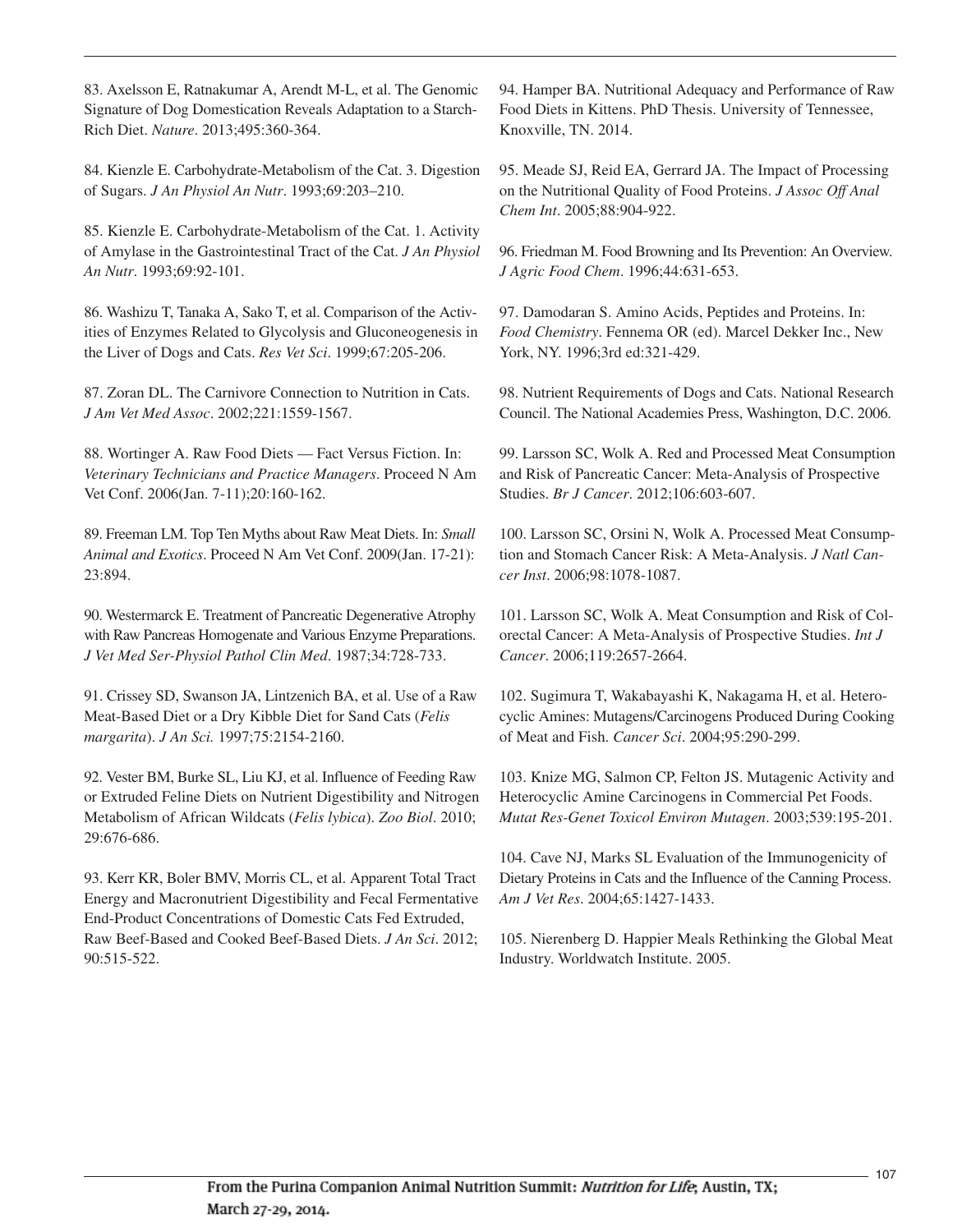83. Axelsson E, Ratnakumar A, Arendt M-L, et al. The Genomic Signature of Dog Domestication Reveals Adaptation to a Starch-Rich Diet. *Nature*. 2013;495:360-364.

84. Kienzle E. Carbohydrate-Metabolism of the Cat. 3. Digestion of Sugars. *J An Physiol An Nutr*. 1993;69:203–210.

85. Kienzle E. Carbohydrate-Metabolism of the Cat. 1. Activity of Amylase in the Gastrointestinal Tract of the Cat. *J An Physiol An Nutr*. 1993;69:92-101.

86. Washizu T, Tanaka A, Sako T, et al. Comparison of the Activities of Enzymes Related to Glycolysis and Gluconeogenesis in the Liver of Dogs and Cats. *Res Vet Sci*. 1999;67:205-206.

87. Zoran DL. The Carnivore Connection to Nutrition in Cats. *J Am Vet Med Assoc*. 2002;221:1559-1567.

88. Wortinger A. Raw Food Diets — Fact Versus Fiction. In: *Veterinary Technicians and Practice Managers*. Proceed N Am Vet Conf. 2006(Jan. 7-11);20:160-162.

89. Freeman LM. Top Ten Myths about Raw Meat Diets. In: *Small Animal and Exotics*. Proceed N Am Vet Conf. 2009(Jan. 17-21): 23:894.

90. Westermarck E. Treatment of Pancreatic Degenerative Atrophy with Raw Pancreas Homogenate and Various Enzyme Preparations. *J Vet Med Ser-Physiol Pathol Clin Med*. 1987;34:728-733.

91. Crissey SD, Swanson JA, Lintzenich BA, et al. Use of a Raw Meat-Based Diet or a Dry Kibble Diet for Sand Cats (*Felis margarita*). *J An Sci.* 1997;75:2154-2160.

92. Vester BM, Burke SL, Liu KJ, et al. Influence of Feeding Raw or Extruded Feline Diets on Nutrient Digestibility and Nitrogen Metabolism of African Wildcats (*Felis lybica*). *Zoo Biol*. 2010; 29:676-686.

93. Kerr KR, Boler BMV, Morris CL, et al. Apparent Total Tract Energy and Macronutrient Digestibility and Fecal Fermentative End-Product Concentrations of Domestic Cats Fed Extruded, Raw Beef-Based and Cooked Beef-Based Diets. *J An Sci*. 2012; 90:515-522.

94. Hamper BA. Nutritional Adequacy and Performance of Raw Food Diets in Kittens. PhD Thesis. University of Tennessee, Knoxville, TN. 2014.

95. Meade SJ, Reid EA, Gerrard JA. The Impact of Processing on the Nutritional Quality of Food Proteins. *J Assoc Off Anal Chem Int*. 2005;88:904-922.

96. Friedman M. Food Browning and Its Prevention: An Overview. *J Agric Food Chem*. 1996;44:631-653.

97. Damodaran S. Amino Acids, Peptides and Proteins. In: *Food Chemistry*. Fennema OR (ed). Marcel Dekker Inc., New York, NY. 1996;3rd ed:321-429.

98. Nutrient Requirements of Dogs and Cats. National Research Council. The National Academies Press, Washington, D.C. 2006.

99. Larsson SC, Wolk A. Red and Processed Meat Consumption and Risk of Pancreatic Cancer: Meta-Analysis of Prospective Studies. *Br J Cancer*. 2012;106:603-607.

100. Larsson SC, Orsini N, Wolk A. Processed Meat Consumption and Stomach Cancer Risk: A Meta-Analysis. *J Natl Cancer Inst*. 2006;98:1078-1087.

101. Larsson SC, Wolk A. Meat Consumption and Risk of Colorectal Cancer: A Meta-Analysis of Prospective Studies. *Int J Cancer*. 2006;119:2657-2664.

102. Sugimura T, Wakabayashi K, Nakagama H, et al. Heterocyclic Amines: Mutagens/Carcinogens Produced During Cooking of Meat and Fish. *Cancer Sci*. 2004;95:290-299.

103. Knize MG, Salmon CP, Felton JS. Mutagenic Activity and Heterocyclic Amine Carcinogens in Commercial Pet Foods. *Mutat Res-Genet Toxicol Environ Mutagen*. 2003;539:195-201.

104. Cave NJ, Marks SL Evaluation of the Immunogenicity of Dietary Proteins in Cats and the Influence of the Canning Process. *Am J Vet Res*. 2004;65:1427-1433.

105. Nierenberg D. Happier Meals Rethinking the Global Meat Industry. Worldwatch Institute. 2005.